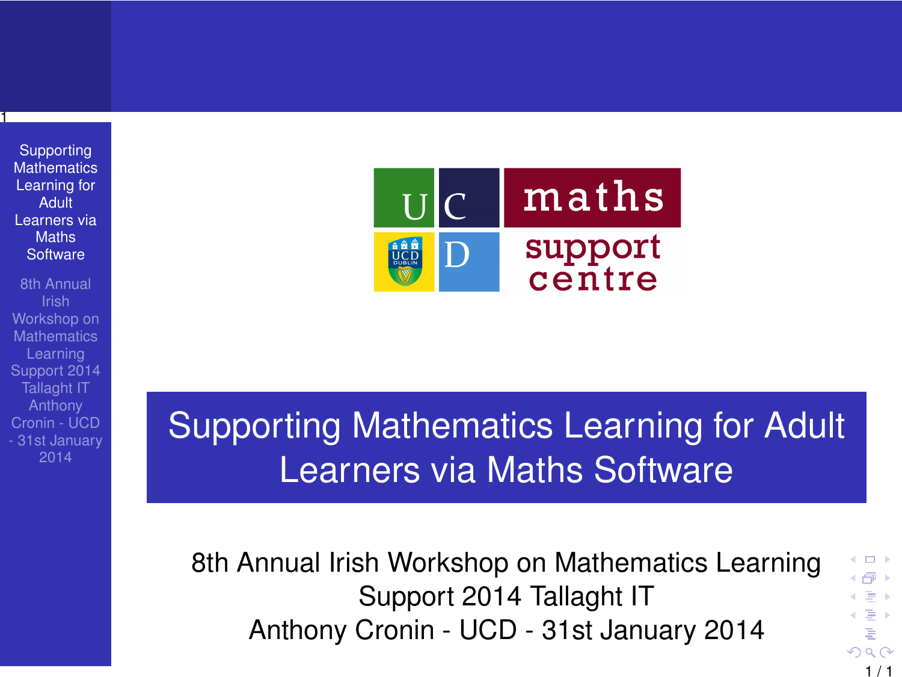# Supporting Mathematics Learning for Adult Learners via Maths Software

8th Annual Irish Workshop on Mathematics Learning Support 2014 Tallaght IT
Anthony Cronin - UCD - 31st January 2014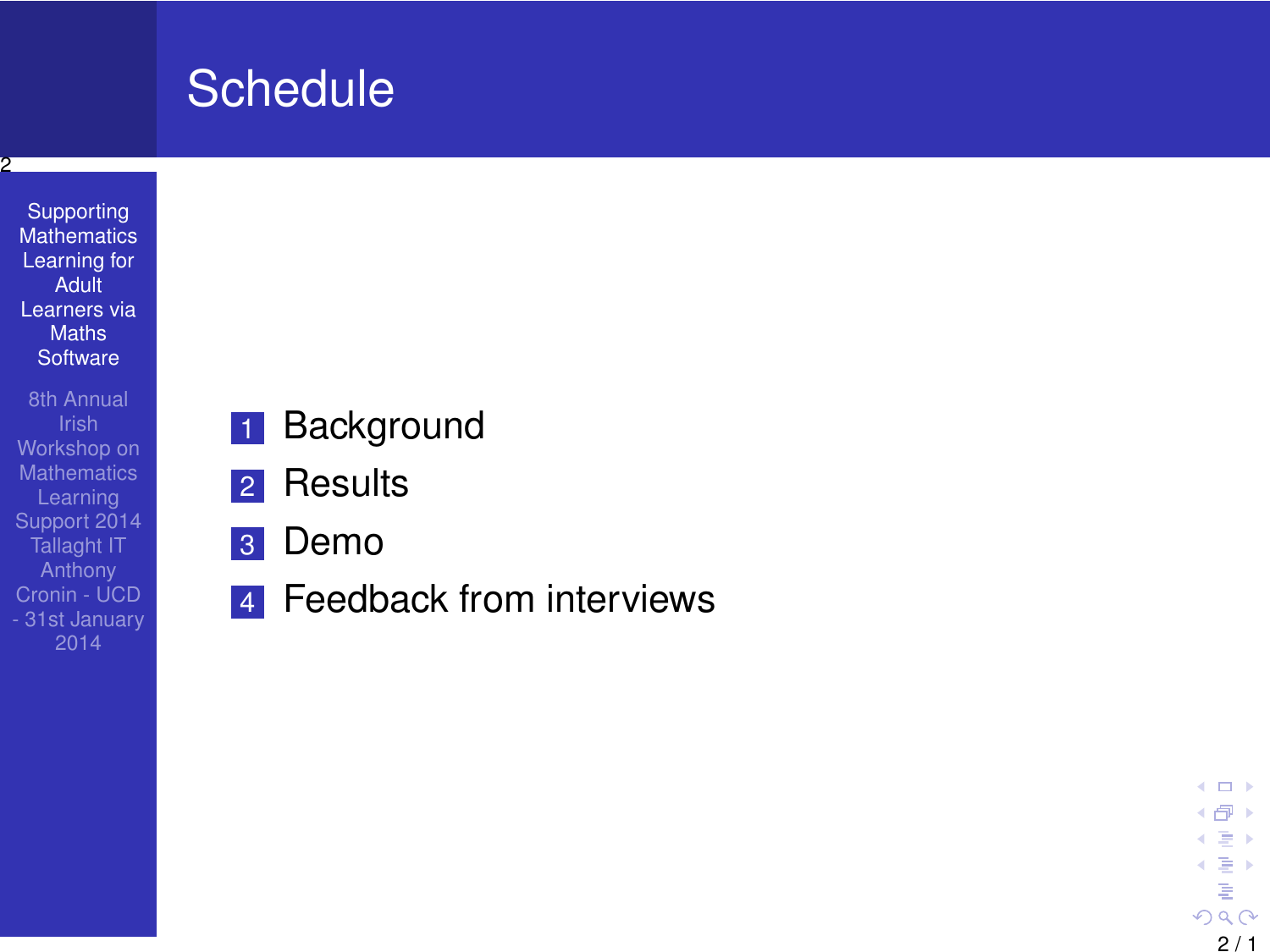# Schedule

1. Background
2. Results
3. Demo
4. Feedback from interviews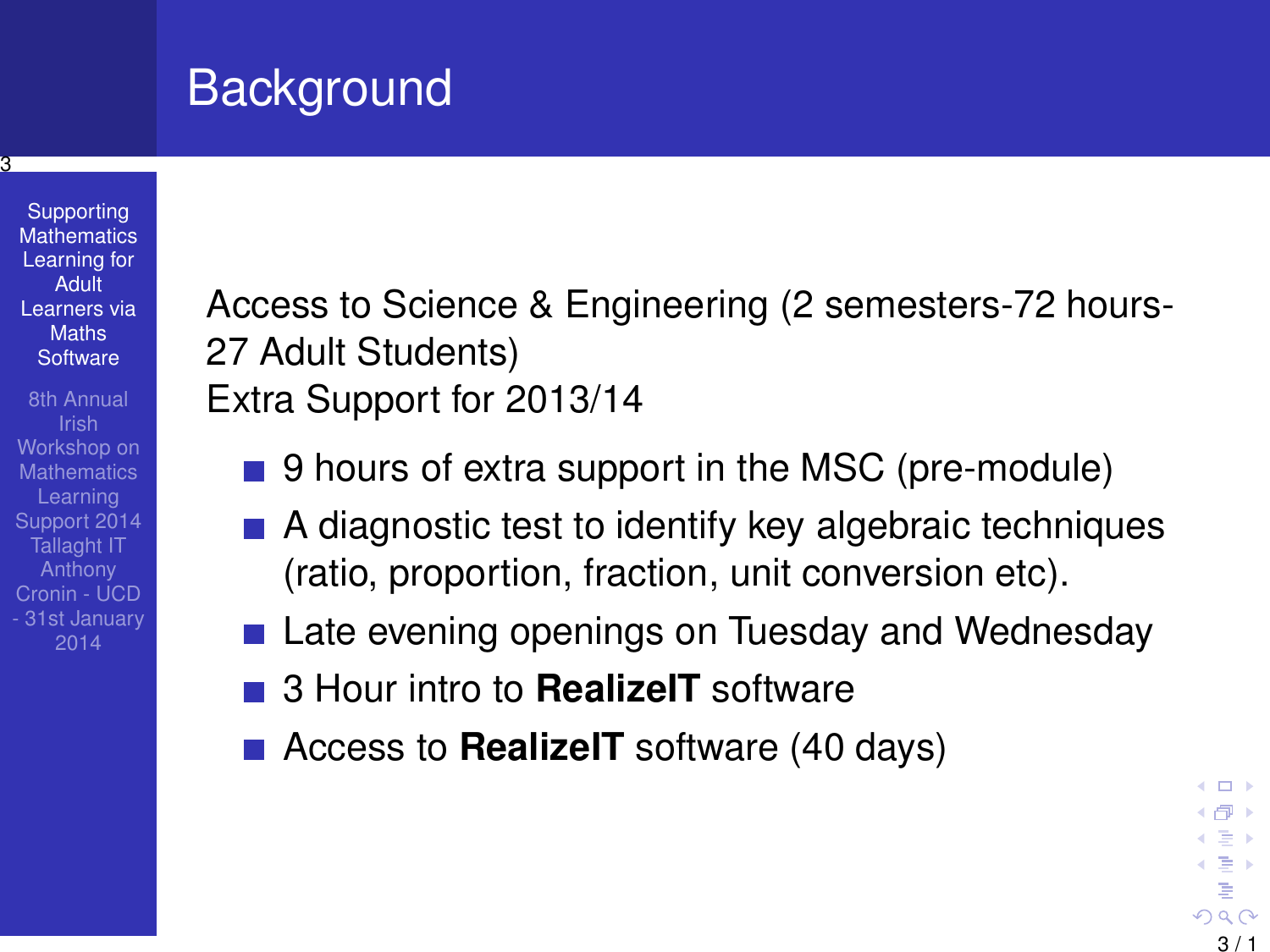# Background

Access to Science & Engineering (2 semesters-72 hours-27 Adult Students)
Extra Support for 2013/14

- 9 hours of extra support in the MSC (pre-module)
- A diagnostic test to identify key algebraic techniques (ratio, proportion, fraction, unit conversion etc).
- Late evening openings on Tuesday and Wednesday
- 3 Hour intro to **RealizeIT** software
- Access to **RealizeIT** software (40 days)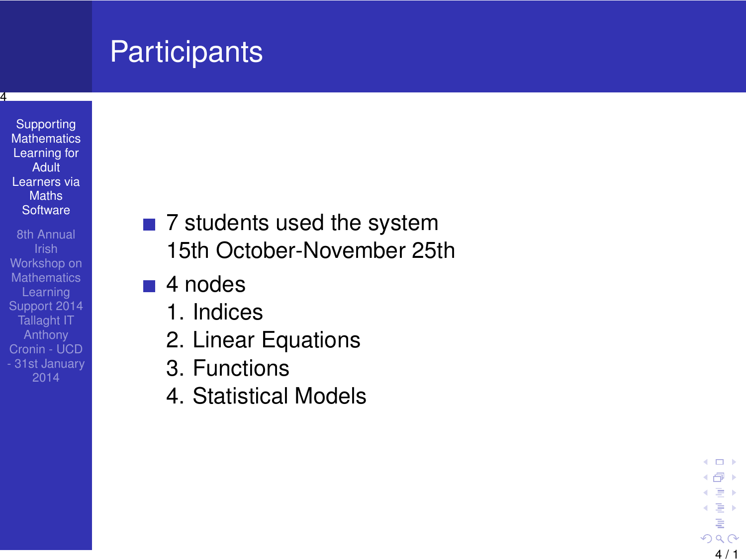# Participants

- 7 students used the system
  15th October-November 25th
- 4 nodes
  1. Indices
  2. Linear Equations
  3. Functions
  4. Statistical Models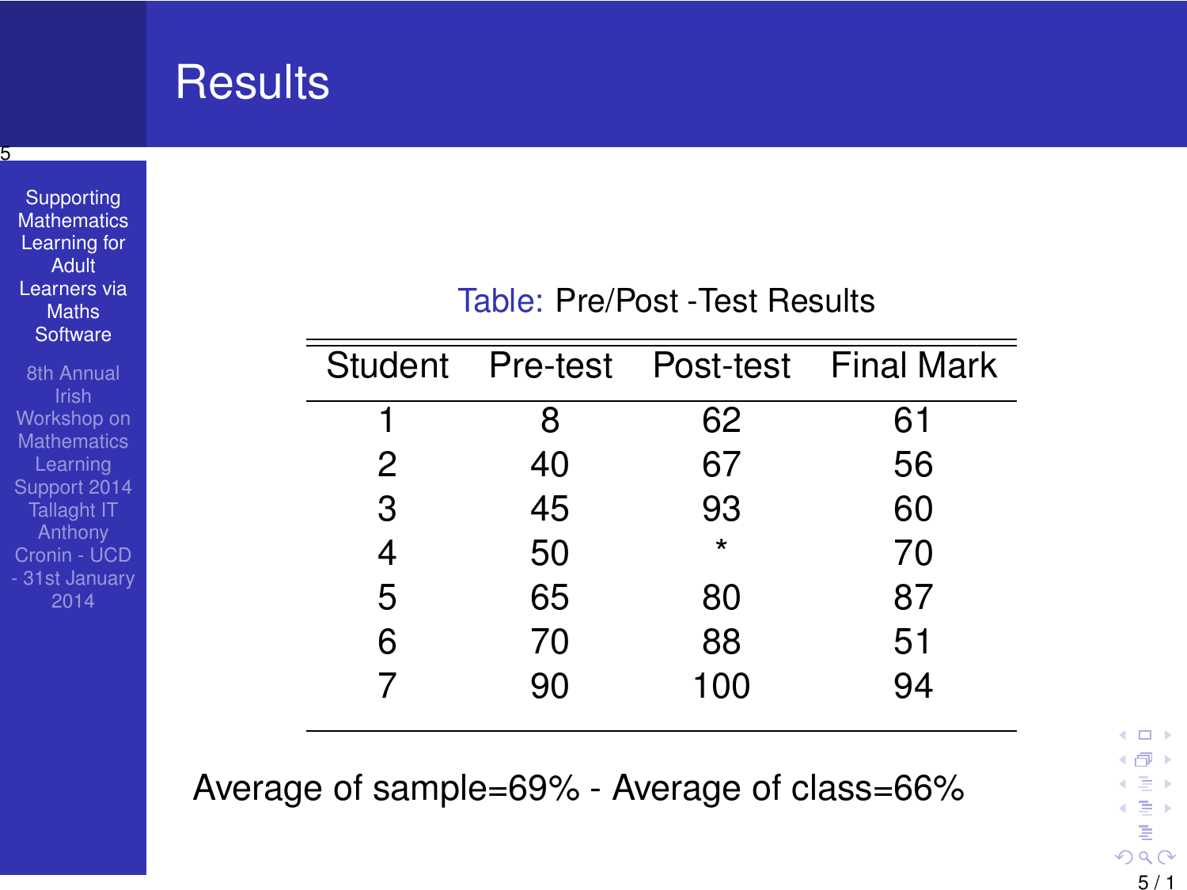# Results

Table: Pre/Post -Test Results

| Student | Pre-test | Post-test | Final Mark |
|---|---|---|---|
| 1 | 8 | 62 | 61 |
| 2 | 40 | 67 | 56 |
| 3 | 45 | 93 | 60 |
| 4 | 50 | * | 70 |
| 5 | 65 | 80 | 87 |
| 6 | 70 | 88 | 51 |
| 7 | 90 | 100 | 94 |

Average of sample=69% - Average of class=66%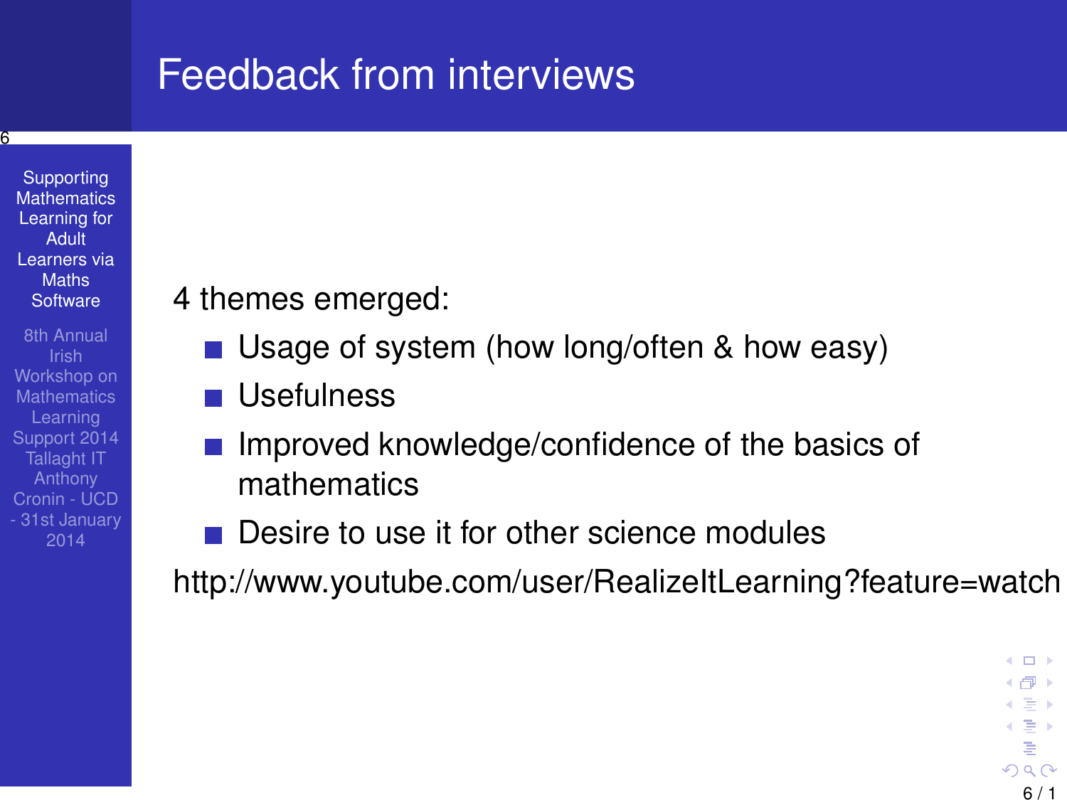# Feedback from interviews

4 themes emerged:

- Usage of system (how long/often & how easy)
- Usefulness
- Improved knowledge/confidence of the basics of mathematics
- Desire to use it for other science modules

http://www.youtube.com/user/RealizeItLearning?feature=watch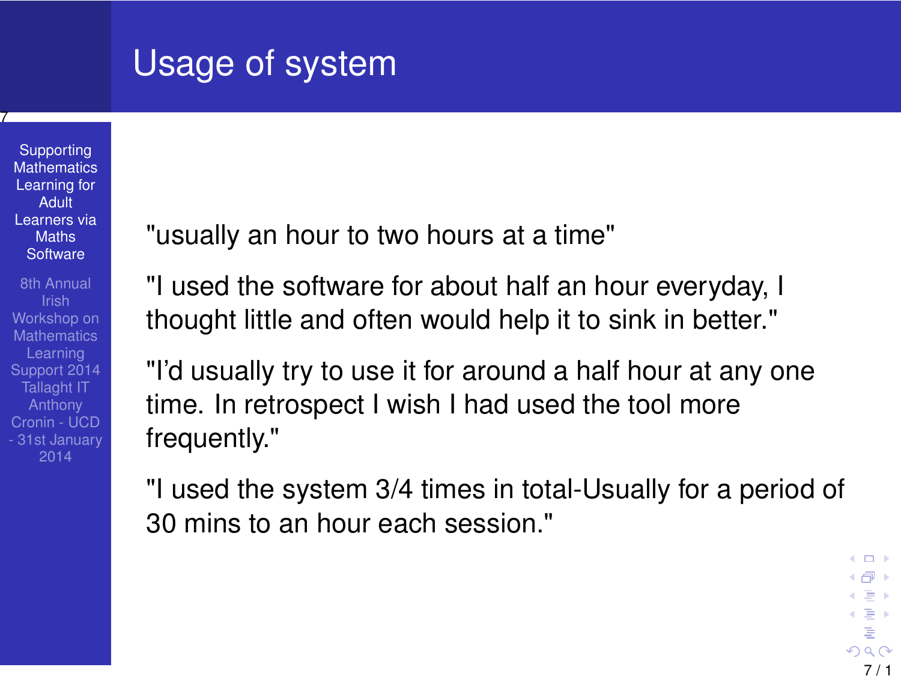# Usage of system

"usually an hour to two hours at a time"

"I used the software for about half an hour everyday, I thought little and often would help it to sink in better."

"I'd usually try to use it for around a half hour at any one time. In retrospect I wish I had used the tool more frequently."

"I used the system 3/4 times in total-Usually for a period of 30 mins to an hour each session."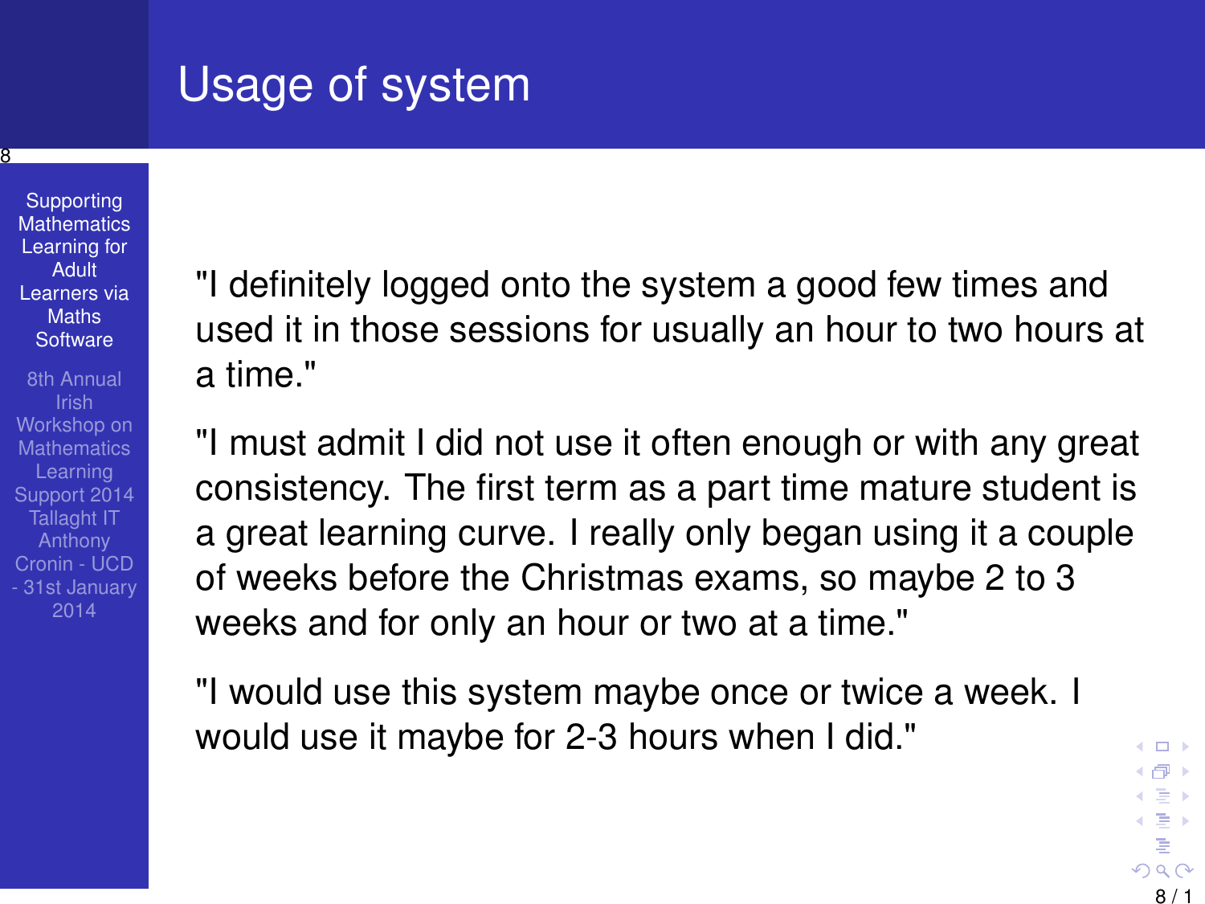# Usage of system

"I definitely logged onto the system a good few times and used it in those sessions for usually an hour to two hours at a time."

"I must admit I did not use it often enough or with any great consistency. The first term as a part time mature student is a great learning curve. I really only began using it a couple of weeks before the Christmas exams, so maybe 2 to 3 weeks and for only an hour or two at a time."

"I would use this system maybe once or twice a week. I would use it maybe for 2-3 hours when I did."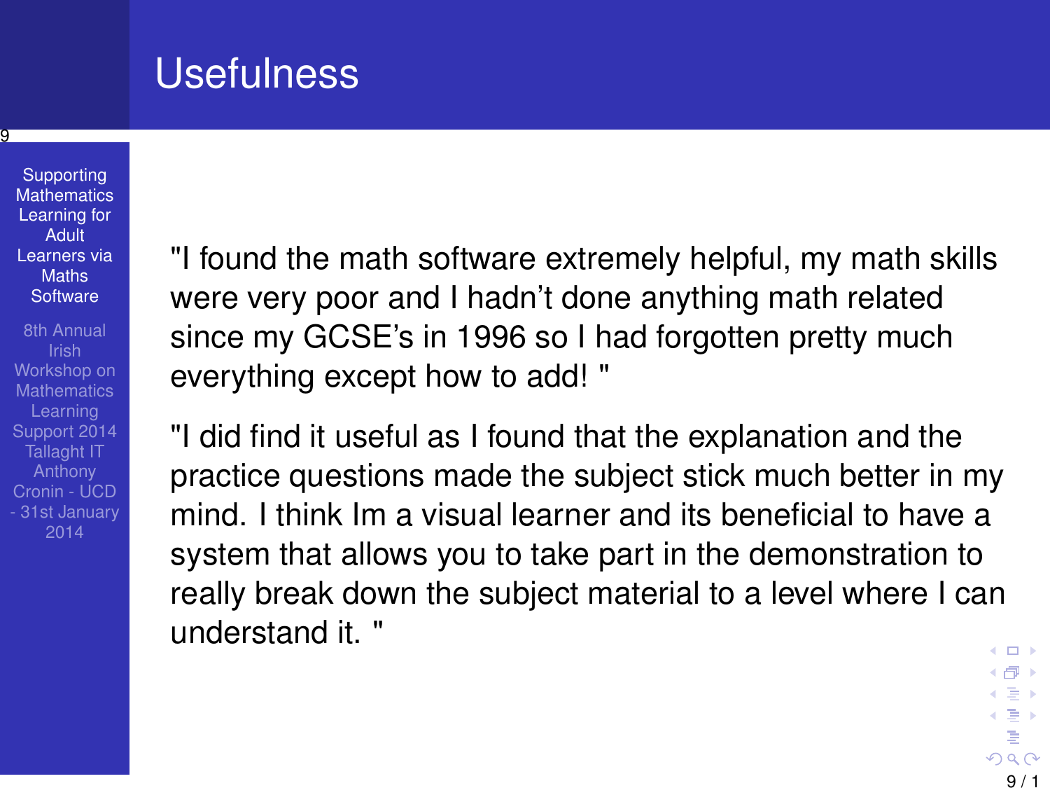# Usefulness

"I found the math software extremely helpful, my math skills were very poor and I hadn't done anything math related since my GCSE's in 1996 so I had forgotten pretty much everything except how to add! "

"I did find it useful as I found that the explanation and the practice questions made the subject stick much better in my mind. I think Im a visual learner and its beneficial to have a system that allows you to take part in the demonstration to really break down the subject material to a level where I can understand it. "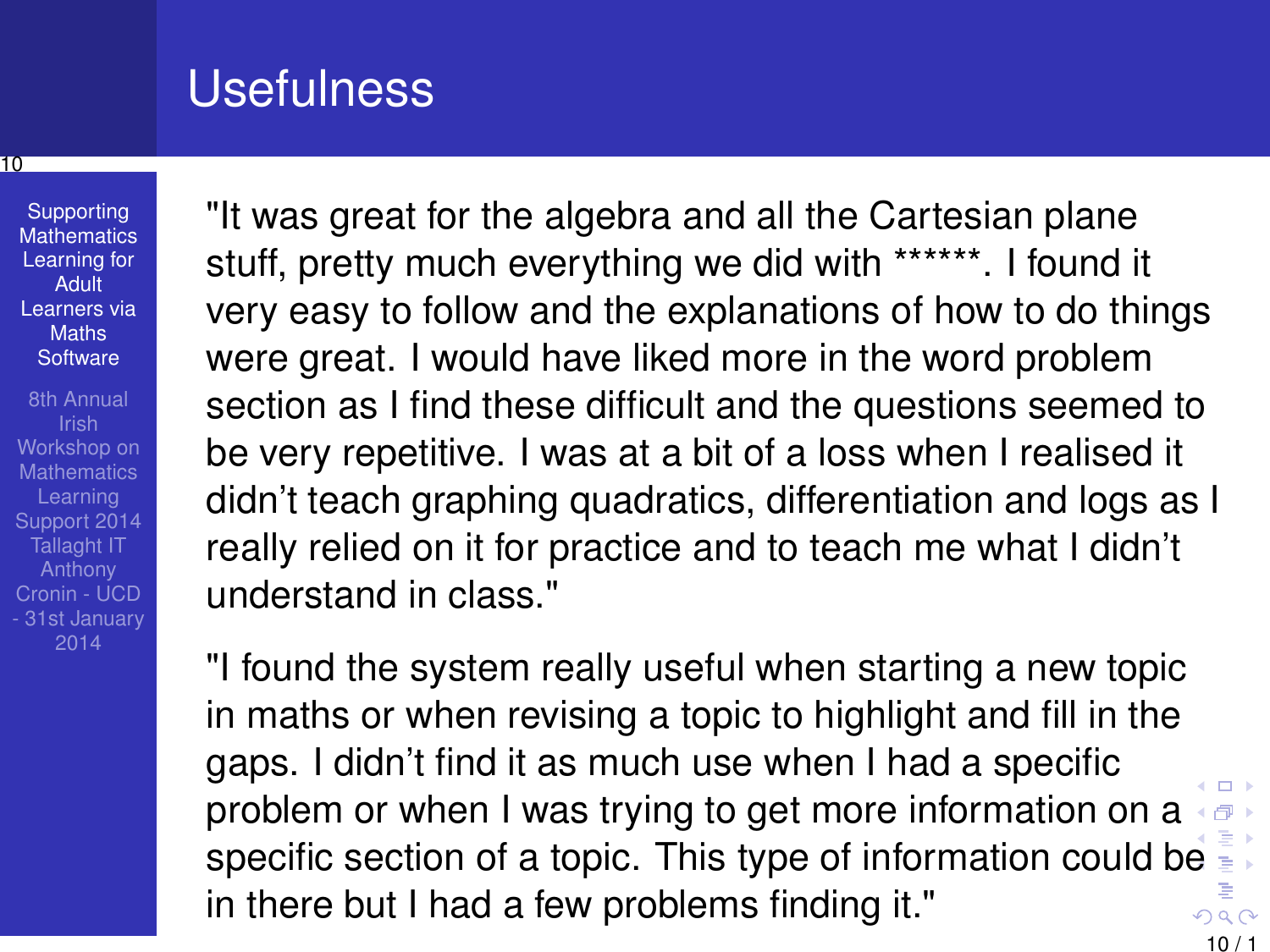# Usefulness

"It was great for the algebra and all the Cartesian plane stuff, pretty much everything we did with ******. I found it very easy to follow and the explanations of how to do things were great. I would have liked more in the word problem section as I find these difficult and the questions seemed to be very repetitive. I was at a bit of a loss when I realised it didn't teach graphing quadratics, differentiation and logs as I really relied on it for practice and to teach me what I didn't understand in class."

"I found the system really useful when starting a new topic in maths or when revising a topic to highlight and fill in the gaps. I didn't find it as much use when I had a specific problem or when I was trying to get more information on a specific section of a topic. This type of information could be in there but I had a few problems finding it."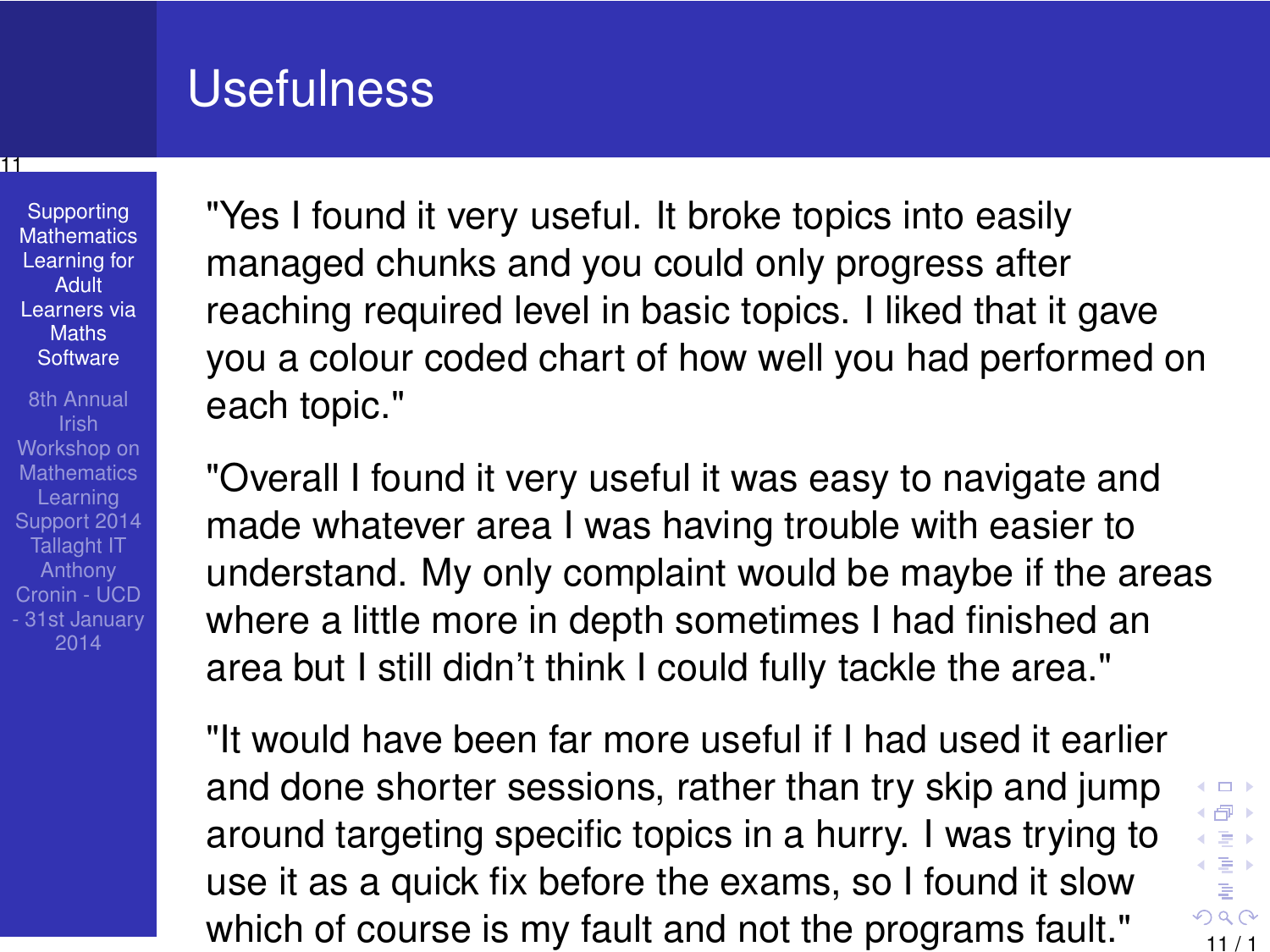# Usefulness

"Yes I found it very useful. It broke topics into easily managed chunks and you could only progress after reaching required level in basic topics. I liked that it gave you a colour coded chart of how well you had performed on each topic."

"Overall I found it very useful it was easy to navigate and made whatever area I was having trouble with easier to understand. My only complaint would be maybe if the areas where a little more in depth sometimes I had finished an area but I still didn't think I could fully tackle the area."

"It would have been far more useful if I had used it earlier and done shorter sessions, rather than try skip and jump around targeting specific topics in a hurry. I was trying to use it as a quick fix before the exams, so I found it slow which of course is my fault and not the programs fault."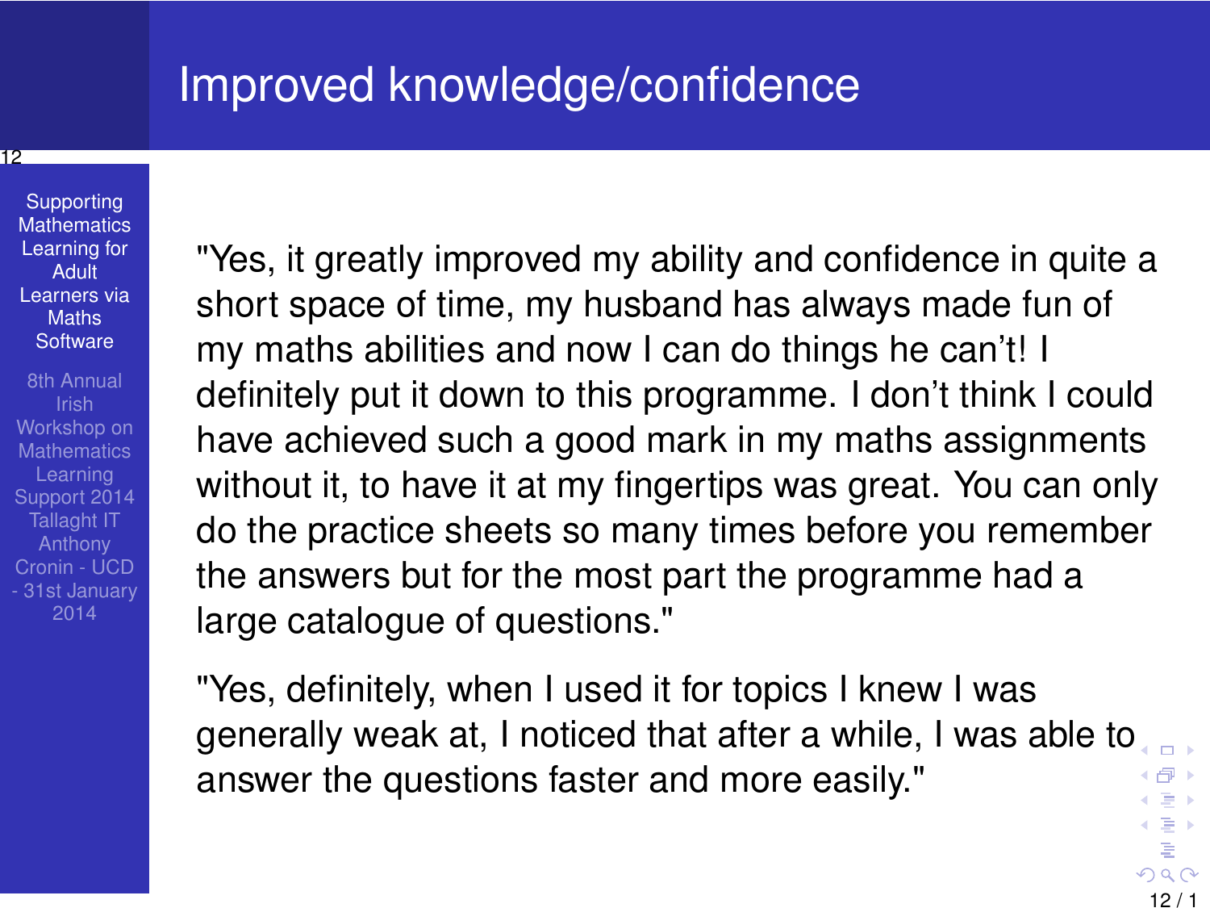# Improved knowledge/confidence

"Yes, it greatly improved my ability and confidence in quite a short space of time, my husband has always made fun of my maths abilities and now I can do things he can't! I definitely put it down to this programme. I don't think I could have achieved such a good mark in my maths assignments without it, to have it at my fingertips was great. You can only do the practice sheets so many times before you remember the answers but for the most part the programme had a large catalogue of questions."

"Yes, definitely, when I used it for topics I knew I was generally weak at, I noticed that after a while, I was able to answer the questions faster and more easily."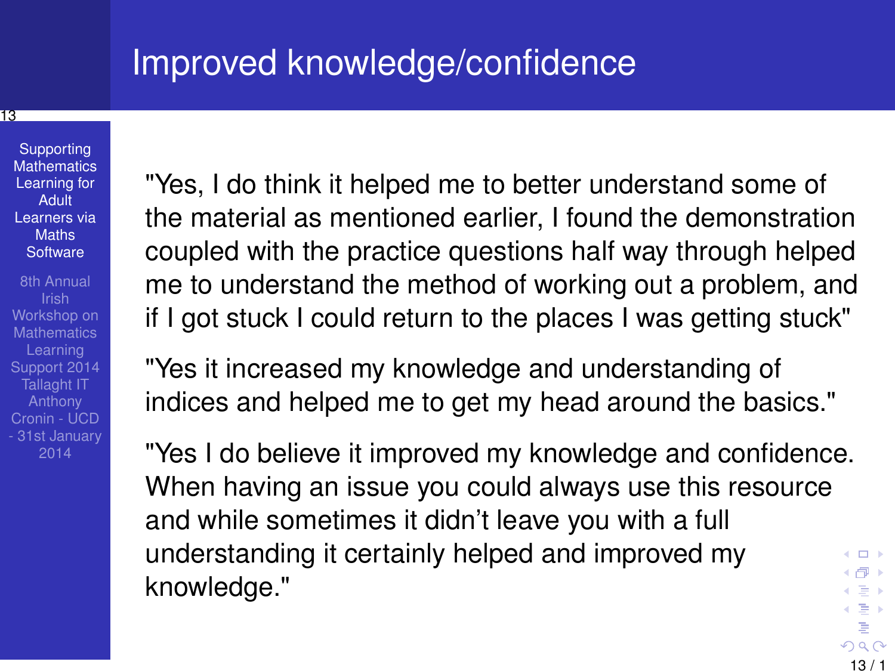# Improved knowledge/confidence

"Yes, I do think it helped me to better understand some of the material as mentioned earlier, I found the demonstration coupled with the practice questions half way through helped me to understand the method of working out a problem, and if I got stuck I could return to the places I was getting stuck"

"Yes it increased my knowledge and understanding of indices and helped me to get my head around the basics."

"Yes I do believe it improved my knowledge and confidence. When having an issue you could always use this resource and while sometimes it didn't leave you with a full understanding it certainly helped and improved my knowledge."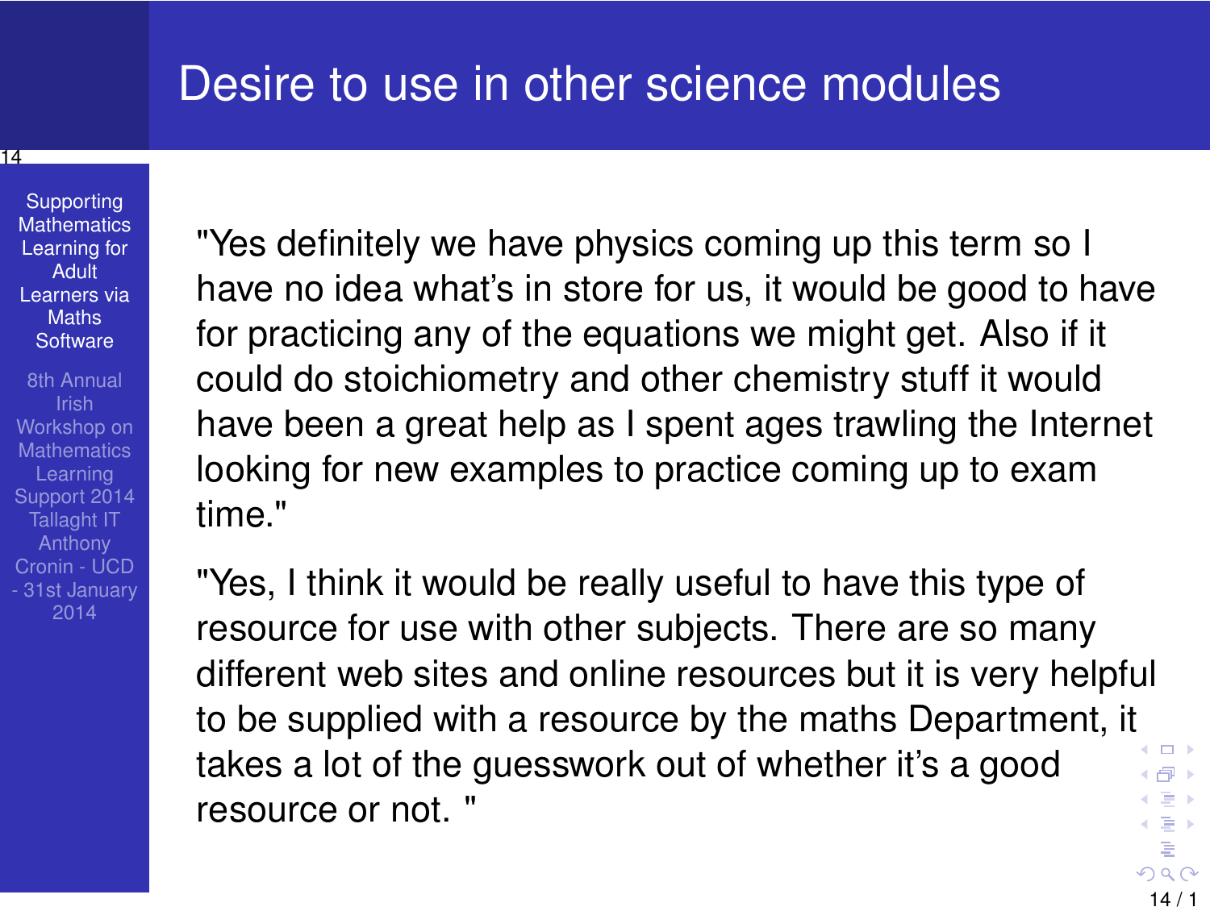# Desire to use in other science modules

"Yes definitely we have physics coming up this term so I have no idea what's in store for us, it would be good to have for practicing any of the equations we might get. Also if it could do stoichiometry and other chemistry stuff it would have been a great help as I spent ages trawling the Internet looking for new examples to practice coming up to exam time."

"Yes, I think it would be really useful to have this type of resource for use with other subjects. There are so many different web sites and online resources but it is very helpful to be supplied with a resource by the maths Department, it takes a lot of the guesswork out of whether it's a good resource or not. "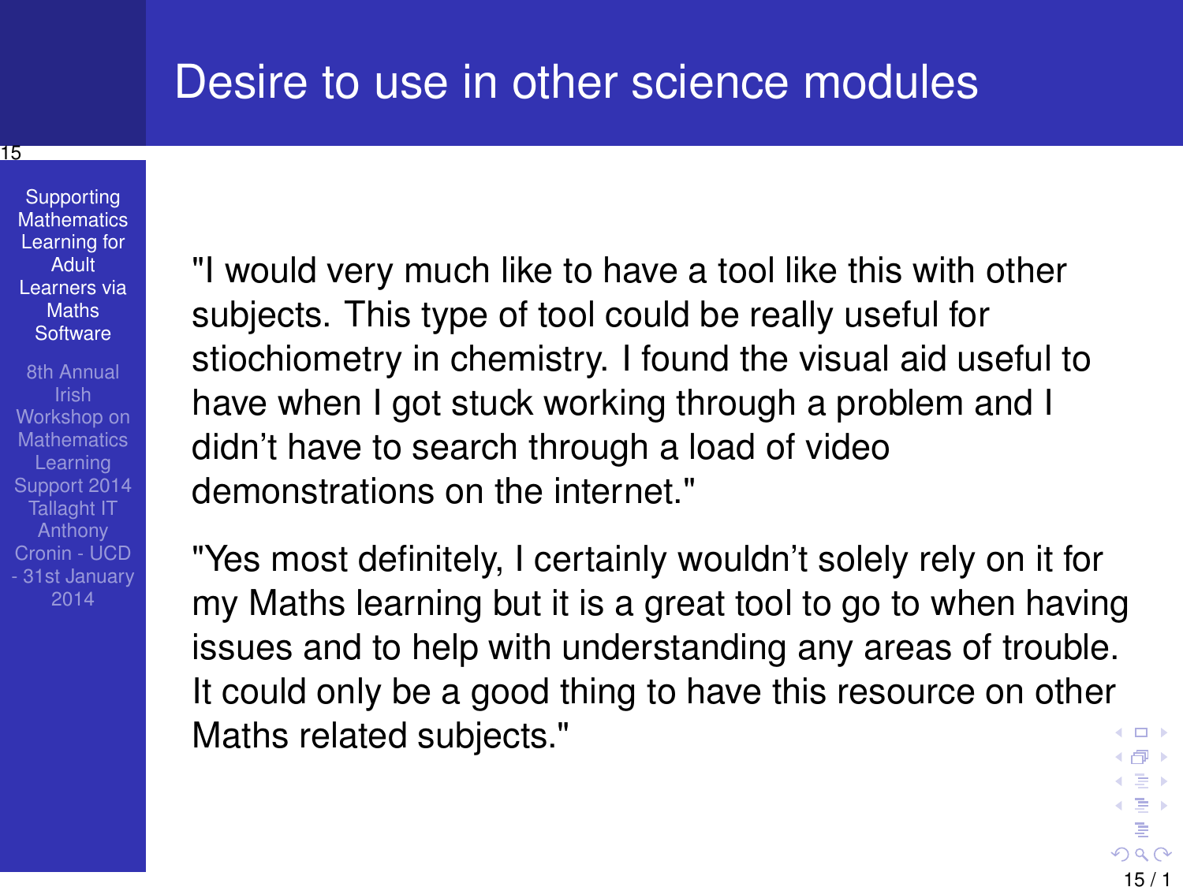# Desire to use in other science modules

"I would very much like to have a tool like this with other subjects. This type of tool could be really useful for stiochiometry in chemistry. I found the visual aid useful to have when I got stuck working through a problem and I didn't have to search through a load of video demonstrations on the internet."

"Yes most definitely, I certainly wouldn't solely rely on it for my Maths learning but it is a great tool to go to when having issues and to help with understanding any areas of trouble. It could only be a good thing to have this resource on other Maths related subjects."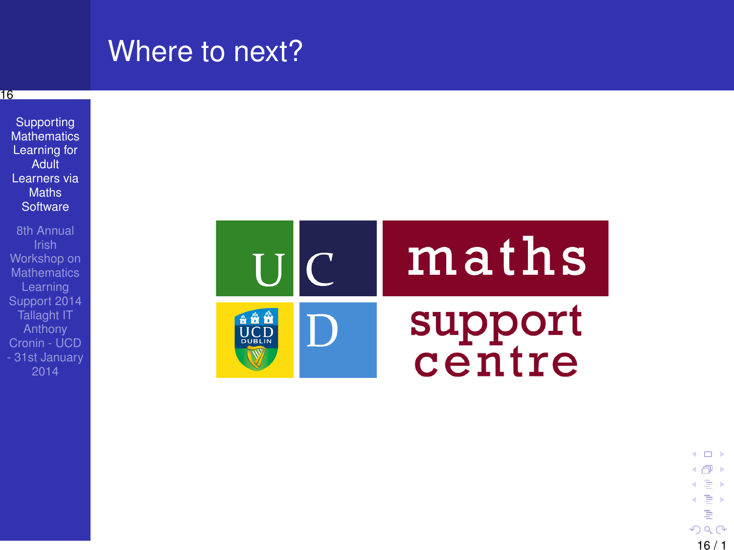# Where to next?

UCD maths support centre